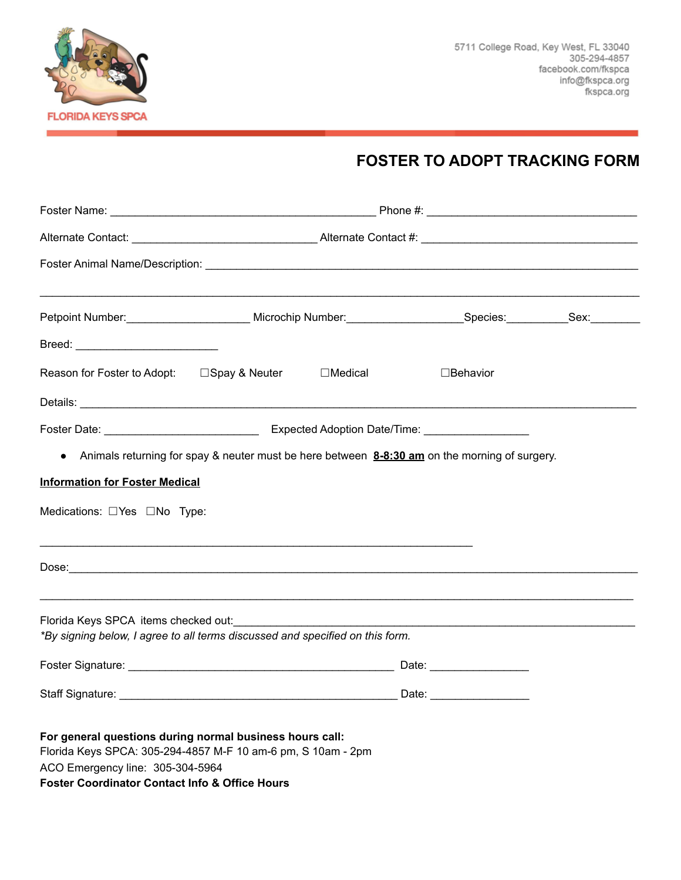FLORIDA KEYS SPCA

5711 College Road, Key West, FL 33040
305-294-4857
facebook.com/fkspca
info@fkspca.org
fkspca.org

# FOSTER TO ADOPT TRACKING FORM

Foster Name: ___________________________________________ Phone #: __________________________________

Alternate Contact: ______________________________ Alternate Contact #: ___________________________________

Foster Animal Name/Description: ______________________________________________________________________

_____________________________________________________________________________________________

Petpoint Number:____________________ Microchip Number:___________________Species:__________Sex:________

Breed: _______________________

Reason for Foster to Adopt: ☐Spay & Neuter ☐Medical ☐Behavior

Details: __________________________________________________________________________________________

Foster Date: _________________________ Expected Adoption Date/Time: _________________

- Animals returning for spay & neuter must be here between **8-8:30 am** on the morning of surgery.

**Information for Foster Medical**

Medications: ☐Yes ☐No Type:

_______________________________________________________________________

Dose:_____________________________________________________________________________________________

_____________________________________________________________________________________________

Florida Keys SPCA items checked out:_______________________________________________________________

*\*By signing below, I agree to all terms discussed and specified on this form.*

Foster Signature: ___________________________________________ Date: ________________

Staff Signature: _____________________________________________ Date: ________________

**For general questions during normal business hours call:**
Florida Keys SPCA: 305-294-4857 M-F 10 am-6 pm, S 10am - 2pm
ACO Emergency line: 305-304-5964
**Foster Coordinator Contact Info & Office Hours**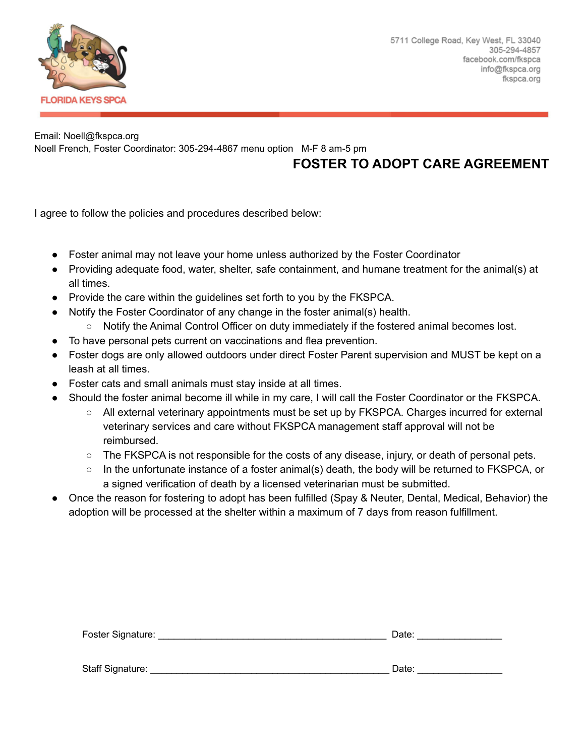FLORIDA KEYS SPCA

5711 College Road, Key West, FL 33040
305-294-4857
facebook.com/fkspca
info@fkspca.org
fkspca.org

Email: Noell@fkspca.org
Noell French, Foster Coordinator: 305-294-4867 menu option   M-F 8 am-5 pm

# FOSTER TO ADOPT CARE AGREEMENT

I agree to follow the policies and procedures described below:

- Foster animal may not leave your home unless authorized by the Foster Coordinator
- Providing adequate food, water, shelter, safe containment, and humane treatment for the animal(s) at all times.
- Provide the care within the guidelines set forth to you by the FKSPCA.
- Notify the Foster Coordinator of any change in the foster animal(s) health.
  - Notify the Animal Control Officer on duty immediately if the fostered animal becomes lost.
- To have personal pets current on vaccinations and flea prevention.
- Foster dogs are only allowed outdoors under direct Foster Parent supervision and MUST be kept on a leash at all times.
- Foster cats and small animals must stay inside at all times.
- Should the foster animal become ill while in my care, I will call the Foster Coordinator or the FKSPCA.
  - All external veterinary appointments must be set up by FKSPCA. Charges incurred for external veterinary services and care without FKSPCA management staff approval will not be reimbursed.
  - The FKSPCA is not responsible for the costs of any disease, injury, or death of personal pets.
  - In the unfortunate instance of a foster animal(s) death, the body will be returned to FKSPCA, or a signed verification of death by a licensed veterinarian must be submitted.
- Once the reason for fostering to adopt has been fulfilled (Spay & Neuter, Dental, Medical, Behavior) the adoption will be processed at the shelter within a maximum of 7 days from reason fulfillment.

Foster Signature: ___________________________________________ Date: ________________

Staff Signature: _____________________________________________ Date: ________________